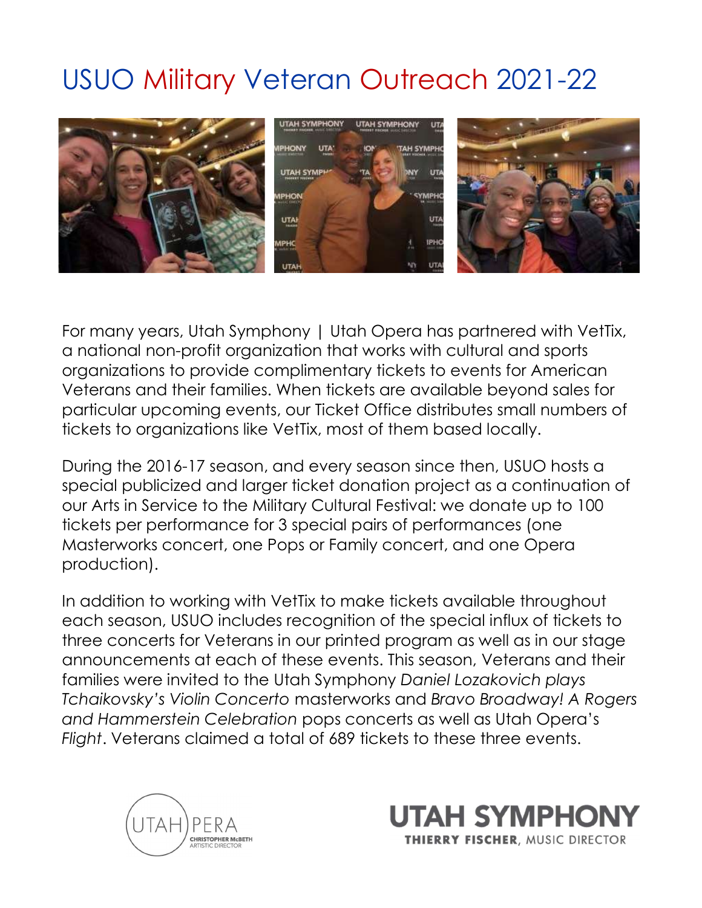# USUO Military Veteran Outreach 2021-22

For many years, Utah Symphony | Utah Opera has partnered with VetTix, a national non-profit organization that works with cultural and sports organizations to provide complimentary tickets to events for American Veterans and their families. When tickets are available beyond sales for particular upcoming events, our Ticket Office distributes small numbers of tickets to organizations like VetTix, most of them based locally.

During the 2016-17 season, and every season since then, USUO hosts a special publicized and larger ticket donation project as a continuation of our Arts in Service to the Military Cultural Festival: we donate up to 100 tickets per performance for 3 special pairs of performances (one Masterworks concert, one Pops or Family concert, and one Opera production).

In addition to working with VetTix to make tickets available throughout each season, USUO includes recognition of the special influx of tickets to three concerts for Veterans in our printed program as well as in our stage announcements at each of these events. This season, Veterans and their families were invited to the Utah Symphony *Daniel Lozakovich plays Tchaikovsky's Violin Concerto* masterworks and *Bravo Broadway! A Rogers and Hammerstein Celebration* pops concerts as well as Utah Opera's *Flight*. Veterans claimed a total of 689 tickets to these three events.

UTAH OPERA
CHRISTOPHER McBETH
ARTISTIC DIRECTOR

UTAH SYMPHONY
THIERRY FISCHER, MUSIC DIRECTOR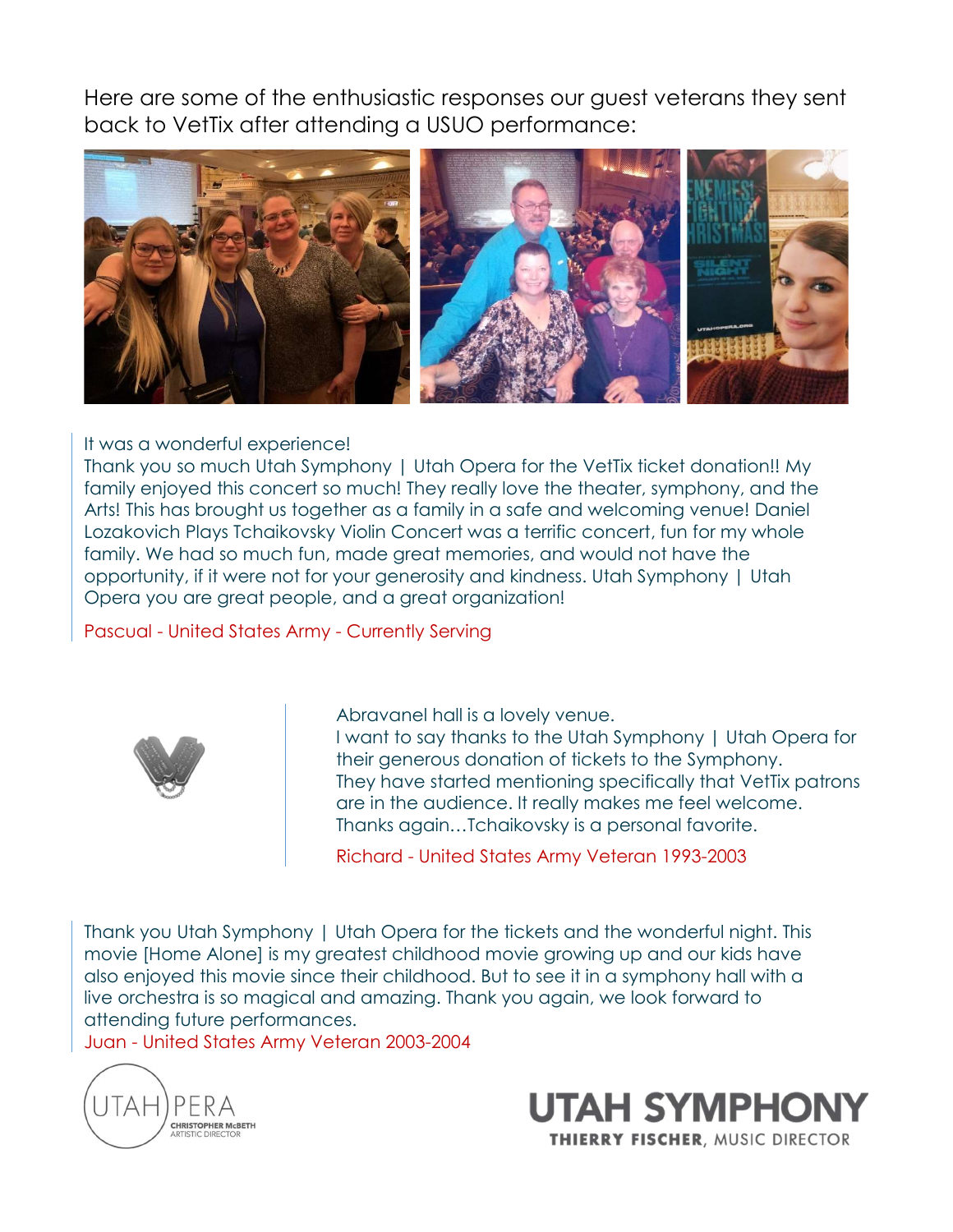Here are some of the enthusiastic responses our guest veterans they sent back to VetTix after attending a USUO performance:

It was a wonderful experience!
Thank you so much Utah Symphony | Utah Opera for the VetTix ticket donation!! My family enjoyed this concert so much! They really love the theater, symphony, and the Arts! This has brought us together as a family in a safe and welcoming venue! Daniel Lozakovich Plays Tchaikovsky Violin Concert was a terrific concert, fun for my whole family. We had so much fun, made great memories, and would not have the opportunity, if it were not for your generosity and kindness. Utah Symphony | Utah Opera you are great people, and a great organization!

Pascual - United States Army - Currently Serving

Abravanel hall is a lovely venue.
I want to say thanks to the Utah Symphony | Utah Opera for their generous donation of tickets to the Symphony.
They have started mentioning specifically that VetTix patrons are in the audience. It really makes me feel welcome.
Thanks again…Tchaikovsky is a personal favorite.

Richard - United States Army Veteran 1993-2003

Thank you Utah Symphony | Utah Opera for the tickets and the wonderful night. This movie [Home Alone] is my greatest childhood movie growing up and our kids have also enjoyed this movie since their childhood. But to see it in a symphony hall with a live orchestra is so magical and amazing. Thank you again, we look forward to attending future performances.
Juan - United States Army Veteran 2003-2004

UTAH OPERA
CHRISTOPHER McBETH
ARTISTIC DIRECTOR

UTAH SYMPHONY
THIERRY FISCHER, MUSIC DIRECTOR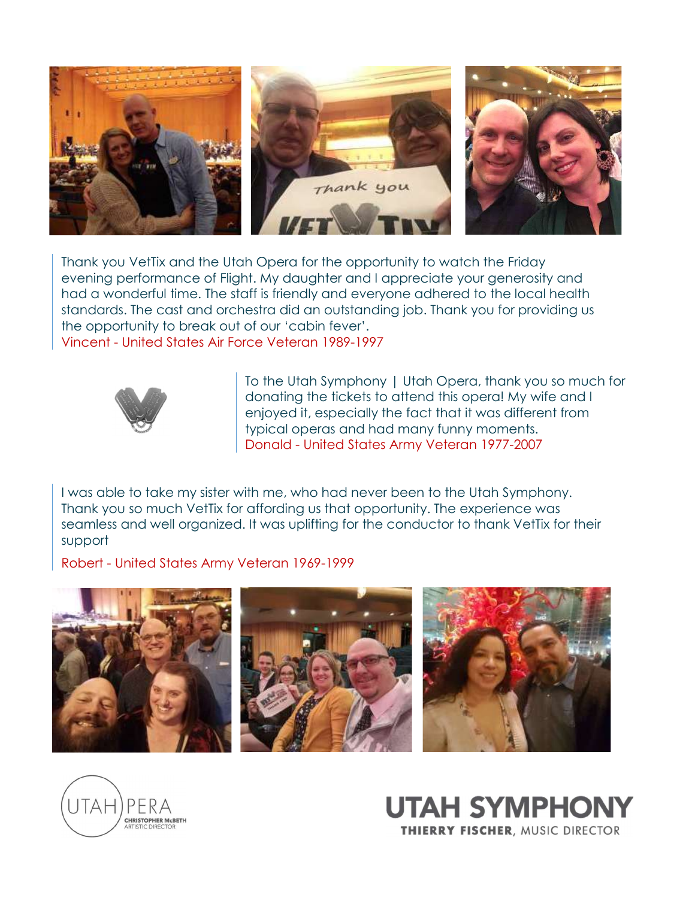Thank you VetTix and the Utah Opera for the opportunity to watch the Friday evening performance of Flight. My daughter and I appreciate your generosity and had a wonderful time. The staff is friendly and everyone adhered to the local health standards. The cast and orchestra did an outstanding job. Thank you for providing us the opportunity to break out of our 'cabin fever'.
Vincent - United States Air Force Veteran 1989-1997

To the Utah Symphony | Utah Opera, thank you so much for donating the tickets to attend this opera! My wife and I enjoyed it, especially the fact that it was different from typical operas and had many funny moments.
Donald - United States Army Veteran 1977-2007

I was able to take my sister with me, who had never been to the Utah Symphony. Thank you so much VetTix for affording us that opportunity. The experience was seamless and well organized. It was uplifting for the conductor to thank VetTix for their support

Robert - United States Army Veteran 1969-1999

UTAH OPERA
CHRISTOPHER McBETH
ARTISTIC DIRECTOR

UTAH SYMPHONY
THIERRY FISCHER, MUSIC DIRECTOR